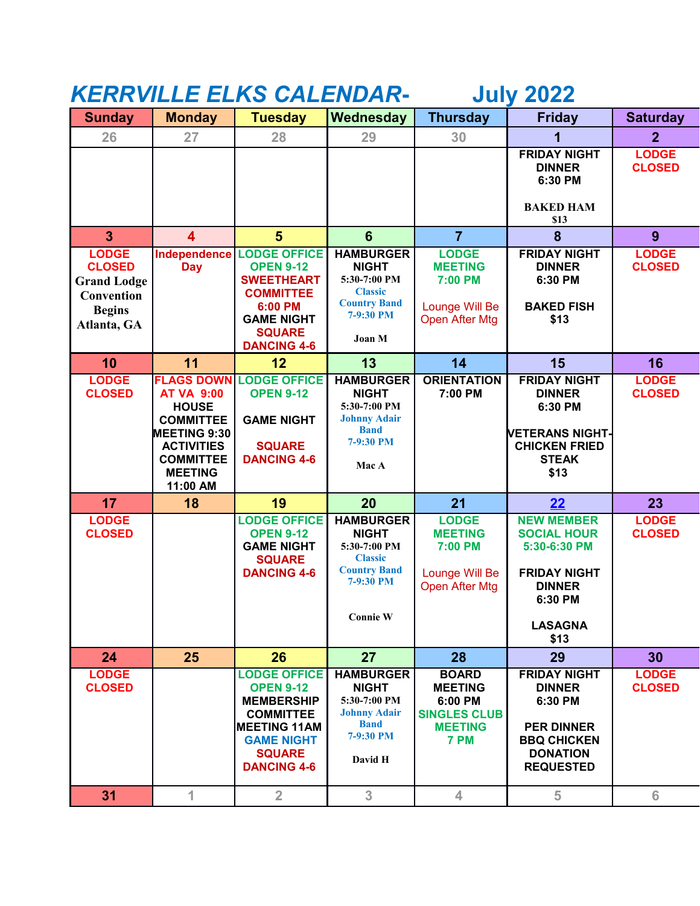# KERRVILLE ELKS CALENDAR- July 2022

| Sunday | Monday | Tuesday | Wednesday | Thursday | Friday | Saturday |
|---|---|---|---|---|---|---|
| 26 | 27 | 28 | 29 | 30 | 1 | 2 |
| | | | | | FRIDAY NIGHT DINNER 6:30 PM<br><br>BAKED HAM $13 | LODGE CLOSED |
| 3 | 4 | 5 | 6 | 7 | 8 | 9 |
| LODGE CLOSED<br>Grand Lodge Convention Begins Atlanta, GA | Independence Day | LODGE OFFICE OPEN 9-12<br>SWEETHEART COMMITTEE 6:00 PM<br>GAME NIGHT<br>SQUARE DANCING 4-6 | HAMBURGER NIGHT 5:30-7:00 PM<br>Classic Country Band 7-9:30 PM<br><br>Joan M | LODGE MEETING 7:00 PM<br><br>Lounge Will Be Open After Mtg | FRIDAY NIGHT DINNER 6:30 PM<br><br>BAKED FISH $13 | LODGE CLOSED |
| 10 | 11 | 12 | 13 | 14 | 15 | 16 |
| LODGE CLOSED | FLAGS DOWN AT VA 9:00<br>HOUSE COMMITTEE MEETING 9:30<br>ACTIVITIES COMMITTEE MEETING 11:00 AM | LODGE OFFICE OPEN 9-12<br><br>GAME NIGHT<br><br>SQUARE DANCING 4-6 | HAMBURGER NIGHT 5:30-7:00 PM<br>Johnny Adair Band 7-9:30 PM<br><br>Mac A | ORIENTATION 7:00 PM | FRIDAY NIGHT DINNER 6:30 PM<br><br>VETERANS NIGHT- CHICKEN FRIED STEAK $13 | LODGE CLOSED |
| 17 | 18 | 19 | 20 | 21 | 22 | 23 |
| LODGE CLOSED | | LODGE OFFICE OPEN 9-12<br>GAME NIGHT<br>SQUARE DANCING 4-6 | HAMBURGER NIGHT 5:30-7:00 PM<br>Classic Country Band 7-9:30 PM<br><br>Connie W | LODGE MEETING 7:00 PM<br><br>Lounge Will Be Open After Mtg | NEW MEMBER SOCIAL HOUR 5:30-6:30 PM<br><br>FRIDAY NIGHT DINNER 6:30 PM<br><br>LASAGNA $13 | LODGE CLOSED |
| 24 | 25 | 26 | 27 | 28 | 29 | 30 |
| LODGE CLOSED | | LODGE OFFICE OPEN 9-12<br>MEMBERSHIP COMMITTEE MEETING 11AM<br>GAME NIGHT<br>SQUARE DANCING 4-6 | HAMBURGER NIGHT 5:30-7:00 PM<br>Johnny Adair Band 7-9:30 PM<br><br>David H | BOARD MEETING 6:00 PM<br>SINGLES CLUB MEETING 7 PM | FRIDAY NIGHT DINNER 6:30 PM<br><br>PER DINNER BBQ CHICKEN DONATION REQUESTED | LODGE CLOSED |
| 31 | 1 | 2 | 3 | 4 | 5 | 6 |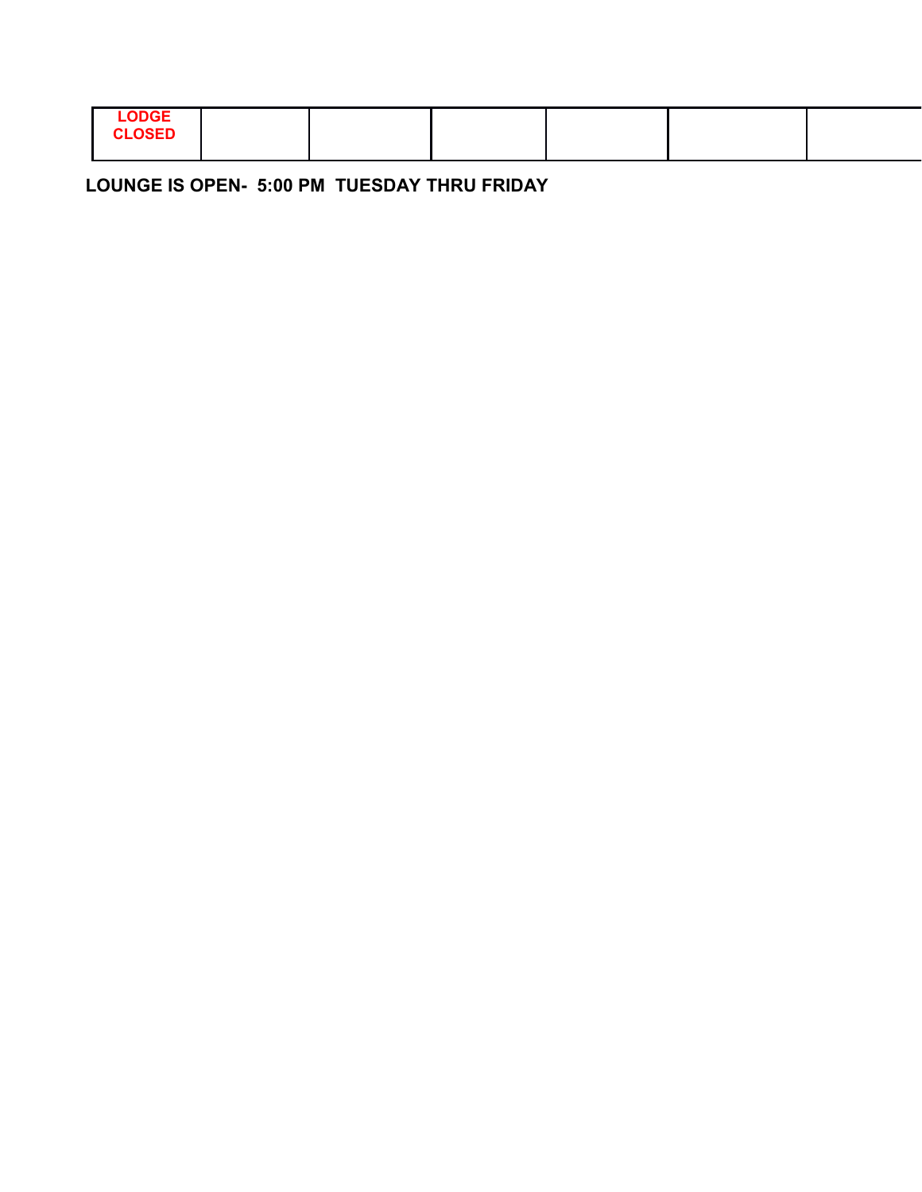| | | | | | | |
|---|---|---|---|---|---|---|
| LODGE CLOSED | | | | | | |

**LOUNGE IS OPEN- 5:00 PM TUESDAY THRU FRIDAY**